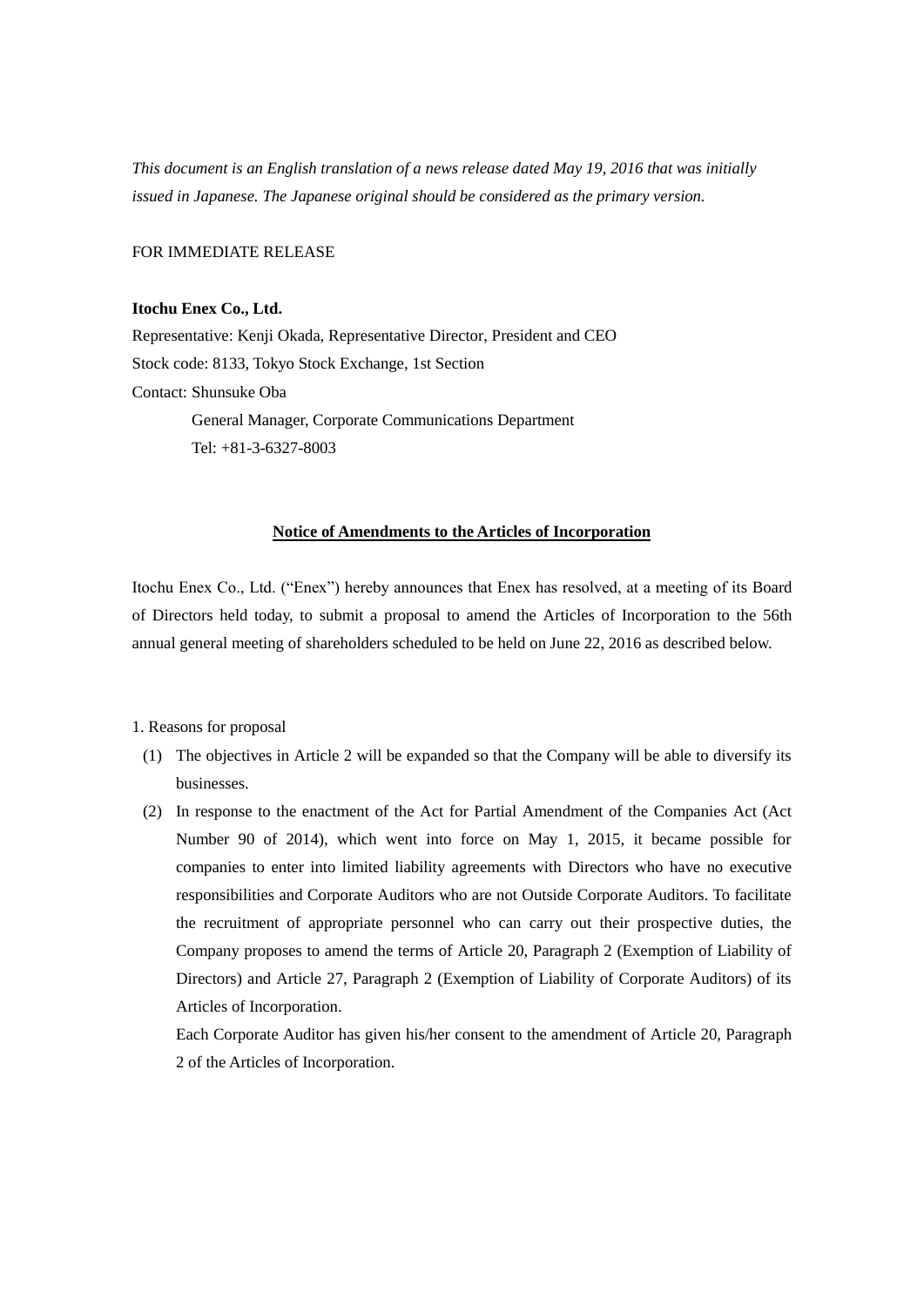*This document is an English translation of a news release dated May 19, 2016 that was initially issued in Japanese. The Japanese original should be considered as the primary version.*

FOR IMMEDIATE RELEASE

**Itochu Enex Co., Ltd.**

Representative: Kenji Okada, Representative Director, President and CEO

Stock code: 8133, Tokyo Stock Exchange, 1st Section

Contact: Shunsuke Oba

General Manager, Corporate Communications Department

Tel: +81-3-6327-8003

## Notice of Amendments to the Articles of Incorporation

Itochu Enex Co., Ltd. ("Enex") hereby announces that Enex has resolved, at a meeting of its Board of Directors held today, to submit a proposal to amend the Articles of Incorporation to the 56th annual general meeting of shareholders scheduled to be held on June 22, 2016 as described below.

1. Reasons for proposal

(1) The objectives in Article 2 will be expanded so that the Company will be able to diversify its businesses.

(2) In response to the enactment of the Act for Partial Amendment of the Companies Act (Act Number 90 of 2014), which went into force on May 1, 2015, it became possible for companies to enter into limited liability agreements with Directors who have no executive responsibilities and Corporate Auditors who are not Outside Corporate Auditors. To facilitate the recruitment of appropriate personnel who can carry out their prospective duties, the Company proposes to amend the terms of Article 20, Paragraph 2 (Exemption of Liability of Directors) and Article 27, Paragraph 2 (Exemption of Liability of Corporate Auditors) of its Articles of Incorporation.

Each Corporate Auditor has given his/her consent to the amendment of Article 20, Paragraph 2 of the Articles of Incorporation.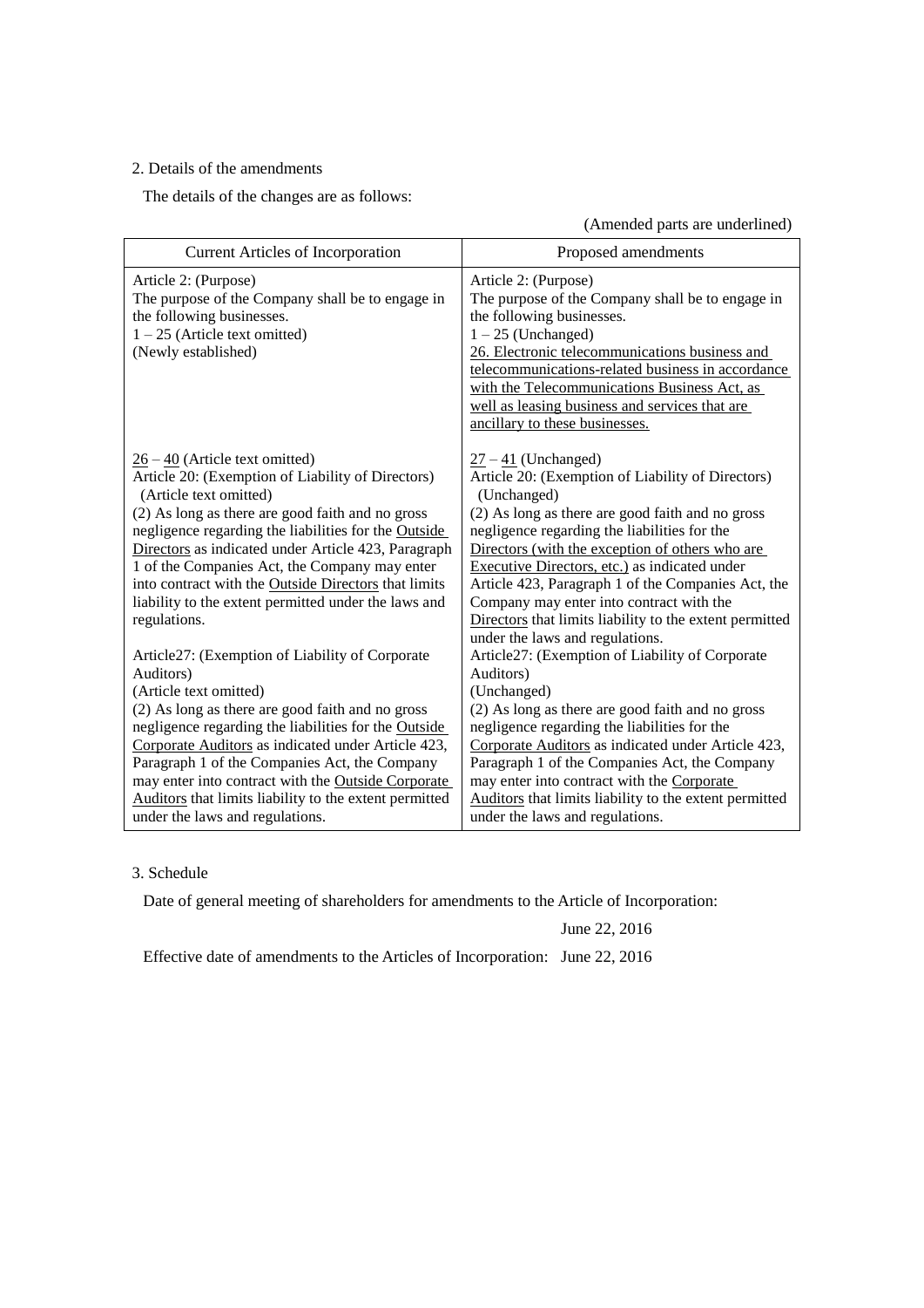2. Details of the amendments

The details of the changes are as follows:

(Amended parts are underlined)

| Current Articles of Incorporation | Proposed amendments |
|---|---|
| Article 2: (Purpose)<br>The purpose of the Company shall be to engage in the following businesses.<br>1 – 25 (Article text omitted)<br>(Newly established) | Article 2: (Purpose)<br>The purpose of the Company shall be to engage in the following businesses.<br>1 – 25 (Unchanged)<br><u>26. Electronic telecommunications business and telecommunications-related business in accordance with the Telecommunications Business Act, as well as leasing business and services that are ancillary to these businesses.</u> |
| <u>26</u> – <u>40</u> (Article text omitted)<br>Article 20: (Exemption of Liability of Directors)<br>(Article text omitted)<br>(2) As long as there are good faith and no gross negligence regarding the liabilities for the <u>Outside Directors</u> as indicated under Article 423, Paragraph 1 of the Companies Act, the Company may enter into contract with the <u>Outside Directors</u> that limits liability to the extent permitted under the laws and regulations. | <u>27</u> – <u>41</u> (Unchanged)<br>Article 20: (Exemption of Liability of Directors)<br>(Unchanged)<br>(2) As long as there are good faith and no gross negligence regarding the liabilities for the <u>Directors (with the exception of others who are Executive Directors, etc.)</u> as indicated under Article 423, Paragraph 1 of the Companies Act, the Company may enter into contract with the <u>Directors</u> that limits liability to the extent permitted under the laws and regulations. |
| Article27: (Exemption of Liability of Corporate Auditors)<br>(Article text omitted)<br>(2) As long as there are good faith and no gross negligence regarding the liabilities for the <u>Outside Corporate Auditors</u> as indicated under Article 423, Paragraph 1 of the Companies Act, the Company may enter into contract with the <u>Outside Corporate Auditors</u> that limits liability to the extent permitted under the laws and regulations. | Article27: (Exemption of Liability of Corporate Auditors)<br>(Unchanged)<br>(2) As long as there are good faith and no gross negligence regarding the liabilities for the <u>Corporate Auditors</u> as indicated under Article 423, Paragraph 1 of the Companies Act, the Company may enter into contract with the <u>Corporate Auditors</u> that limits liability to the extent permitted under the laws and regulations. |

3. Schedule

Date of general meeting of shareholders for amendments to the Article of Incorporation: June 22, 2016

Effective date of amendments to the Articles of Incorporation: June 22, 2016